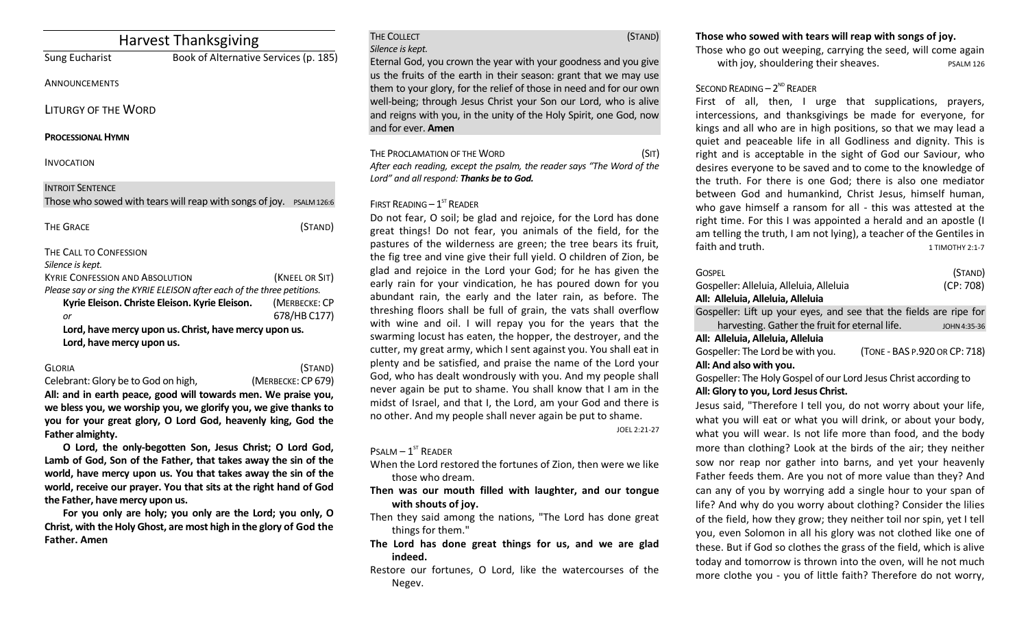# Harvest Thanksgiving

Sung Eucharist — Book of Alternative Services (p. 185)

ANNOUNCEMENTS

## LITURGY OF THE WORD

**PROCESSIONAL HYMN**

INVOCATION

INTROIT SENTENCE
Those who sowed with tears will reap with songs of joy. PSALM 126:6

THE GRACE (STAND)

THE CALL TO CONFESSION
*Silence is kept.*

KYRIE CONFESSION AND ABSOLUTION (KNEEL OR SIT)
*Please say or sing the KYRIE ELEISON after each of the three petitions.*

**Kyrie Eleison. Christe Eleison. Kyrie Eleison.** (MERBECKE: CP 678/HB C177)
*or*
**Lord, have mercy upon us. Christ, have mercy upon us. Lord, have mercy upon us.**

GLORIA (STAND)
Celebrant: Glory be to God on high, (MERBECKE: CP 679)
**All: and in earth peace, good will towards men. We praise you, we bless you, we worship you, we glorify you, we give thanks to you for your great glory, O Lord God, heavenly king, God the Father almighty.**

**O Lord, the only-begotten Son, Jesus Christ; O Lord God, Lamb of God, Son of the Father, that takes away the sin of the world, have mercy upon us. You that takes away the sin of the world, receive our prayer. You that sits at the right hand of God the Father, have mercy upon us.**

**For you only are holy; you only are the Lord; you only, O Christ, with the Holy Ghost, are most high in the glory of God the Father. Amen**

THE COLLECT (STAND)
*Silence is kept.*

Eternal God, you crown the year with your goodness and you give us the fruits of the earth in their season: grant that we may use them to your glory, for the relief of those in need and for our own well-being; through Jesus Christ your Son our Lord, who is alive and reigns with you, in the unity of the Holy Spirit, one God, now and for ever. **Amen**

THE PROCLAMATION OF THE WORD (SIT)
*After each reading, except the psalm, the reader says "The Word of the Lord" and all respond:* ***Thanks be to God.***

FIRST READING – 1ST READER

Do not fear, O soil; be glad and rejoice, for the Lord has done great things! Do not fear, you animals of the field, for the pastures of the wilderness are green; the tree bears its fruit, the fig tree and vine give their full yield. O children of Zion, be glad and rejoice in the Lord your God; for he has given the early rain for your vindication, he has poured down for you abundant rain, the early and the later rain, as before. The threshing floors shall be full of grain, the vats shall overflow with wine and oil. I will repay you for the years that the swarming locust has eaten, the hopper, the destroyer, and the cutter, my great army, which I sent against you. You shall eat in plenty and be satisfied, and praise the name of the Lord your God, who has dealt wondrously with you. And my people shall never again be put to shame. You shall know that I am in the midst of Israel, and that I, the Lord, am your God and there is no other. And my people shall never again be put to shame. JOEL 2:21-27

PSALM – 1ST READER

When the Lord restored the fortunes of Zion, then were we like those who dream.

**Then was our mouth filled with laughter, and our tongue with shouts of joy.**

Then they said among the nations, "The Lord has done great things for them."

**The Lord has done great things for us, and we are glad indeed.**

Restore our fortunes, O Lord, like the watercourses of the Negev.

**Those who sowed with tears will reap with songs of joy.**

Those who go out weeping, carrying the seed, will come again with joy, shouldering their sheaves. PSALM 126

SECOND READING – 2ND READER

First of all, then, I urge that supplications, prayers, intercessions, and thanksgivings be made for everyone, for kings and all who are in high positions, so that we may lead a quiet and peaceable life in all Godliness and dignity. This is right and is acceptable in the sight of God our Saviour, who desires everyone to be saved and to come to the knowledge of the truth. For there is one God; there is also one mediator between God and humankind, Christ Jesus, himself human, who gave himself a ransom for all - this was attested at the right time. For this I was appointed a herald and an apostle (I am telling the truth, I am not lying), a teacher of the Gentiles in faith and truth. 1 TIMOTHY 2:1-7

GOSPEL (STAND)
Gospeller: Alleluia, Alleluia, Alleluia (CP: 708)
**All: Alleluia, Alleluia, Alleluia**
Gospeller: Lift up your eyes, and see that the fields are ripe for harvesting. Gather the fruit for eternal life. JOHN 4:35-36
**All: Alleluia, Alleluia, Alleluia**
Gospeller: The Lord be with you. (TONE - BAS P.920 OR CP: 718)
**All: And also with you.**
Gospeller: The Holy Gospel of our Lord Jesus Christ according to
**All: Glory to you, Lord Jesus Christ.**

Jesus said, "Therefore I tell you, do not worry about your life, what you will eat or what you will drink, or about your body, what you will wear. Is not life more than food, and the body more than clothing? Look at the birds of the air; they neither sow nor reap nor gather into barns, and yet your heavenly Father feeds them. Are you not of more value than they? And can any of you by worrying add a single hour to your span of life? And why do you worry about clothing? Consider the lilies of the field, how they grow; they neither toil nor spin, yet I tell you, even Solomon in all his glory was not clothed like one of these. But if God so clothes the grass of the field, which is alive today and tomorrow is thrown into the oven, will he not much more clothe you - you of little faith? Therefore do not worry,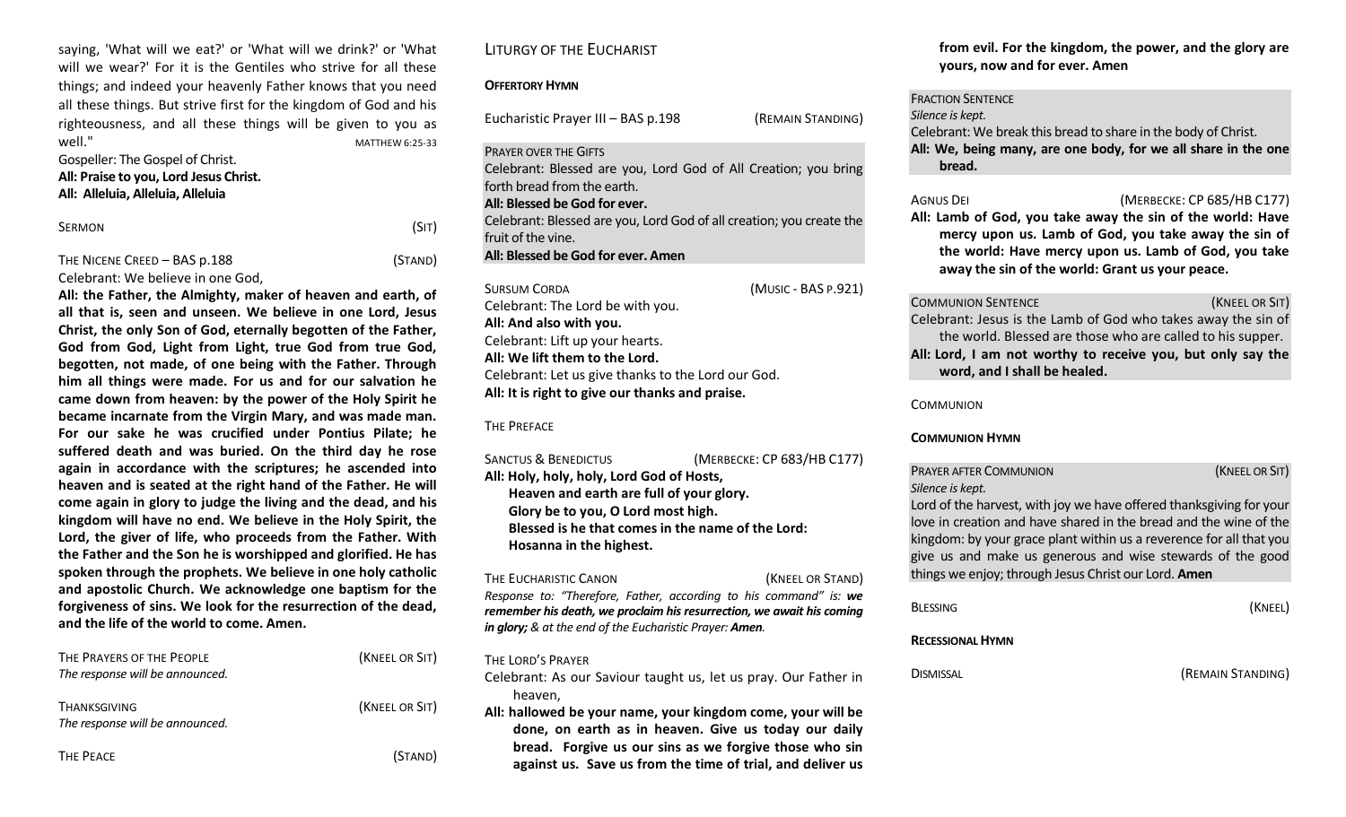saying, 'What will we eat?' or 'What will we drink?' or 'What will we wear?' For it is the Gentiles who strive for all these things; and indeed your heavenly Father knows that you need all these things. But strive first for the kingdom of God and his righteousness, and all these things will be given to you as well." MATTHEW 6:25-33

Gospeller: The Gospel of Christ.
**All: Praise to you, Lord Jesus Christ.**
**All: Alleluia, Alleluia, Alleluia**

SERMON (SIT)

THE NICENE CREED – BAS p.188 (STAND)

Celebrant: We believe in one God,
**All: the Father, the Almighty, maker of heaven and earth, of all that is, seen and unseen. We believe in one Lord, Jesus Christ, the only Son of God, eternally begotten of the Father, God from God, Light from Light, true God from true God, begotten, not made, of one being with the Father. Through him all things were made. For us and for our salvation he came down from heaven: by the power of the Holy Spirit he became incarnate from the Virgin Mary, and was made man. For our sake he was crucified under Pontius Pilate; he suffered death and was buried. On the third day he rose again in accordance with the scriptures; he ascended into heaven and is seated at the right hand of the Father. He will come again in glory to judge the living and the dead, and his kingdom will have no end. We believe in the Holy Spirit, the Lord, the giver of life, who proceeds from the Father. With the Father and the Son he is worshipped and glorified. He has spoken through the prophets. We believe in one holy catholic and apostolic Church. We acknowledge one baptism for the forgiveness of sins. We look for the resurrection of the dead, and the life of the world to come. Amen.**

THE PRAYERS OF THE PEOPLE (KNEEL OR SIT)
*The response will be announced.*

THANKSGIVING (KNEEL OR SIT)
*The response will be announced.*

THE PEACE (STAND)

## LITURGY OF THE EUCHARIST

**OFFERTORY HYMN**

Eucharistic Prayer III – BAS p.198 (REMAIN STANDING)

PRAYER OVER THE GIFTS
Celebrant: Blessed are you, Lord God of All Creation; you bring forth bread from the earth.
**All: Blessed be God for ever.**
Celebrant: Blessed are you, Lord God of all creation; you create the fruit of the vine.
**All: Blessed be God for ever. Amen**

SURSUM CORDA (MUSIC - BAS P.921)
Celebrant: The Lord be with you.
**All: And also with you.**
Celebrant: Lift up your hearts.
**All: We lift them to the Lord.**
Celebrant: Let us give thanks to the Lord our God.
**All: It is right to give our thanks and praise.**

THE PREFACE

SANCTUS & BENEDICTUS (MERBECKE: CP 683/HB C177)
**All: Holy, holy, holy, Lord God of Hosts,**
**Heaven and earth are full of your glory.**
**Glory be to you, O Lord most high.**
**Blessed is he that comes in the name of the Lord:**
**Hosanna in the highest.**

THE EUCHARISTIC CANON (KNEEL OR STAND)
*Response to: "Therefore, Father, according to his command" is:* ***we remember his death, we proclaim his resurrection, we await his coming in glory;*** *& at the end of the Eucharistic Prayer:* ***Amen****.*

THE LORD'S PRAYER
Celebrant: As our Saviour taught us, let us pray. Our Father in heaven,
**All: hallowed be your name, your kingdom come, your will be done, on earth as in heaven. Give us today our daily bread. Forgive us our sins as we forgive those who sin against us. Save us from the time of trial, and deliver us from evil. For the kingdom, the power, and the glory are yours, now and for ever. Amen**

FRACTION SENTENCE
*Silence is kept.*
Celebrant: We break this bread to share in the body of Christ.
**All: We, being many, are one body, for we all share in the one bread.**

AGNUS DEI (MERBECKE: CP 685/HB C177)
**All: Lamb of God, you take away the sin of the world: Have mercy upon us. Lamb of God, you take away the sin of the world: Have mercy upon us. Lamb of God, you take away the sin of the world: Grant us your peace.**

COMMUNION SENTENCE (KNEEL OR SIT)
Celebrant: Jesus is the Lamb of God who takes away the sin of the world. Blessed are those who are called to his supper.
**All: Lord, I am not worthy to receive you, but only say the word, and I shall be healed.**

COMMUNION

**COMMUNION HYMN**

PRAYER AFTER COMMUNION (KNEEL OR SIT)
*Silence is kept.*
Lord of the harvest, with joy we have offered thanksgiving for your love in creation and have shared in the bread and the wine of the kingdom: by your grace plant within us a reverence for all that you give us and make us generous and wise stewards of the good things we enjoy; through Jesus Christ our Lord. **Amen**

BLESSING (KNEEL)

**RECESSIONAL HYMN**

DISMISSAL (REMAIN STANDING)